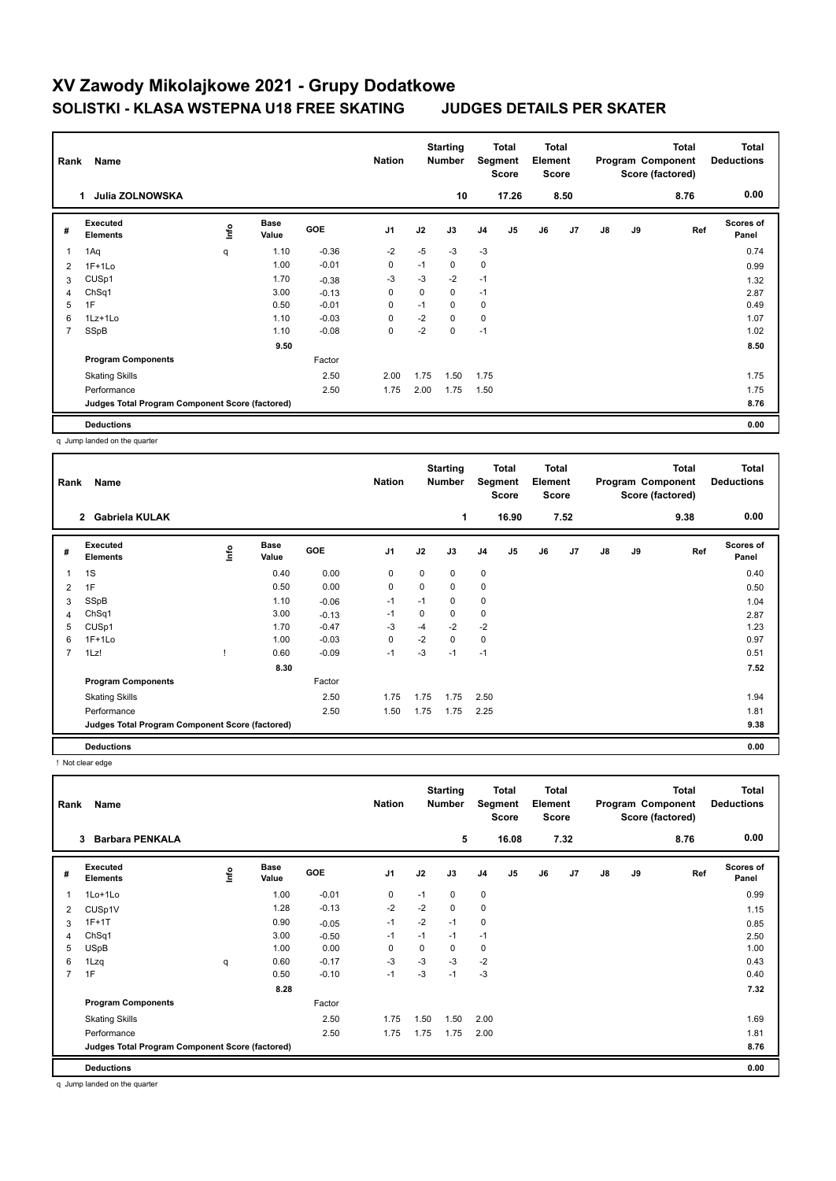# XV Zawody Mikolajkowe 2021 - Grupy Dodatkowe

## SOLISTKI - KLASA WSTEPNA U18 FREE SKATING JUDGES DETAILS PER SKATER

| Rank | Name | Nation | Starting Number | Total Segment Score | Total Element Score | Total Program Component Score (factored) | Total Deductions |
|---|---|---|---|---|---|---|---|
| 1 | Julia ZOLNOWSKA | | 10 | 17.26 | 8.50 | 8.76 | 0.00 |

| # | Executed Elements | Info | Base Value | GOE | J1 | J2 | J3 | J4 | J5 | J6 | J7 | J8 | J9 | Ref | Scores of Panel |
|---|---|---|---|---|---|---|---|---|---|---|---|---|---|---|---|
| 1 | 1Aq | q | 1.10 | -0.36 | -2 | -5 | -3 | -3 | | | | | | | 0.74 |
| 2 | 1F+1Lo | | 1.00 | -0.01 | 0 | -1 | 0 | 0 | | | | | | | 0.99 |
| 3 | CUSp1 | | 1.70 | -0.38 | -3 | -3 | -2 | -1 | | | | | | | 1.32 |
| 4 | ChSq1 | | 3.00 | -0.13 | 0 | 0 | 0 | -1 | | | | | | | 2.87 |
| 5 | 1F | | 0.50 | -0.01 | 0 | -1 | 0 | 0 | | | | | | | 0.49 |
| 6 | 1Lz+1Lo | | 1.10 | -0.03 | 0 | -2 | 0 | 0 | | | | | | | 1.07 |
| 7 | SSpB | | 1.10 | -0.08 | 0 | -2 | 0 | -1 | | | | | | | 1.02 |
| | | | 9.50 | | | | | | | | | | | | 8.50 |
| | **Program Components** | | | Factor | | | | | | | | | | | |
| | Skating Skills | | | 2.50 | 2.00 | 1.75 | 1.50 | 1.75 | | | | | | | 1.75 |
| | Performance | | | 2.50 | 1.75 | 2.00 | 1.75 | 1.50 | | | | | | | 1.75 |
| | **Judges Total Program Component Score (factored)** | | | | | | | | | | | | | | 8.76 |
| | **Deductions** | | | | | | | | | | | | | | 0.00 |

q Jump landed on the quarter

| Rank | Name | Nation | Starting Number | Total Segment Score | Total Element Score | Total Program Component Score (factored) | Total Deductions |
|---|---|---|---|---|---|---|---|
| 2 | Gabriela KULAK | | 1 | 16.90 | 7.52 | 9.38 | 0.00 |

| # | Executed Elements | Info | Base Value | GOE | J1 | J2 | J3 | J4 | J5 | J6 | J7 | J8 | J9 | Ref | Scores of Panel |
|---|---|---|---|---|---|---|---|---|---|---|---|---|---|---|---|
| 1 | 1S | | 0.40 | 0.00 | 0 | 0 | 0 | 0 | | | | | | | 0.40 |
| 2 | 1F | | 0.50 | 0.00 | 0 | 0 | 0 | 0 | | | | | | | 0.50 |
| 3 | SSpB | | 1.10 | -0.06 | -1 | -1 | 0 | 0 | | | | | | | 1.04 |
| 4 | ChSq1 | | 3.00 | -0.13 | -1 | 0 | 0 | 0 | | | | | | | 2.87 |
| 5 | CUSp1 | | 1.70 | -0.47 | -3 | -4 | -2 | -2 | | | | | | | 1.23 |
| 6 | 1F+1Lo | | 1.00 | -0.03 | 0 | -2 | 0 | 0 | | | | | | | 0.97 |
| 7 | 1Lz! | ! | 0.60 | -0.09 | -1 | -3 | -1 | -1 | | | | | | | 0.51 |
| | | | 8.30 | | | | | | | | | | | | 7.52 |
| | **Program Components** | | | Factor | | | | | | | | | | | |
| | Skating Skills | | | 2.50 | 1.75 | 1.75 | 1.75 | 2.50 | | | | | | | 1.94 |
| | Performance | | | 2.50 | 1.50 | 1.75 | 1.75 | 2.25 | | | | | | | 1.81 |
| | **Judges Total Program Component Score (factored)** | | | | | | | | | | | | | | 9.38 |
| | **Deductions** | | | | | | | | | | | | | | 0.00 |

! Not clear edge

| Rank | Name | Nation | Starting Number | Total Segment Score | Total Element Score | Total Program Component Score (factored) | Total Deductions |
|---|---|---|---|---|---|---|---|
| 3 | Barbara PENKALA | | 5 | 16.08 | 7.32 | 8.76 | 0.00 |

| # | Executed Elements | Info | Base Value | GOE | J1 | J2 | J3 | J4 | J5 | J6 | J7 | J8 | J9 | Ref | Scores of Panel |
|---|---|---|---|---|---|---|---|---|---|---|---|---|---|---|---|
| 1 | 1Lo+1Lo | | 1.00 | -0.01 | 0 | -1 | 0 | 0 | | | | | | | 0.99 |
| 2 | CUSp1V | | 1.28 | -0.13 | -2 | -2 | 0 | 0 | | | | | | | 1.15 |
| 3 | 1F+1T | | 0.90 | -0.05 | -1 | -2 | -1 | 0 | | | | | | | 0.85 |
| 4 | ChSq1 | | 3.00 | -0.50 | -1 | -1 | -1 | -1 | | | | | | | 2.50 |
| 5 | USpB | | 1.00 | 0.00 | 0 | 0 | 0 | 0 | | | | | | | 1.00 |
| 6 | 1Lzq | q | 0.60 | -0.17 | -3 | -3 | -3 | -2 | | | | | | | 0.43 |
| 7 | 1F | | 0.50 | -0.10 | -1 | -3 | -1 | -3 | | | | | | | 0.40 |
| | | | 8.28 | | | | | | | | | | | | 7.32 |
| | **Program Components** | | | Factor | | | | | | | | | | | |
| | Skating Skills | | | 2.50 | 1.75 | 1.50 | 1.50 | 2.00 | | | | | | | 1.69 |
| | Performance | | | 2.50 | 1.75 | 1.75 | 1.75 | 2.00 | | | | | | | 1.81 |
| | **Judges Total Program Component Score (factored)** | | | | | | | | | | | | | | 8.76 |
| | **Deductions** | | | | | | | | | | | | | | 0.00 |

q Jump landed on the quarter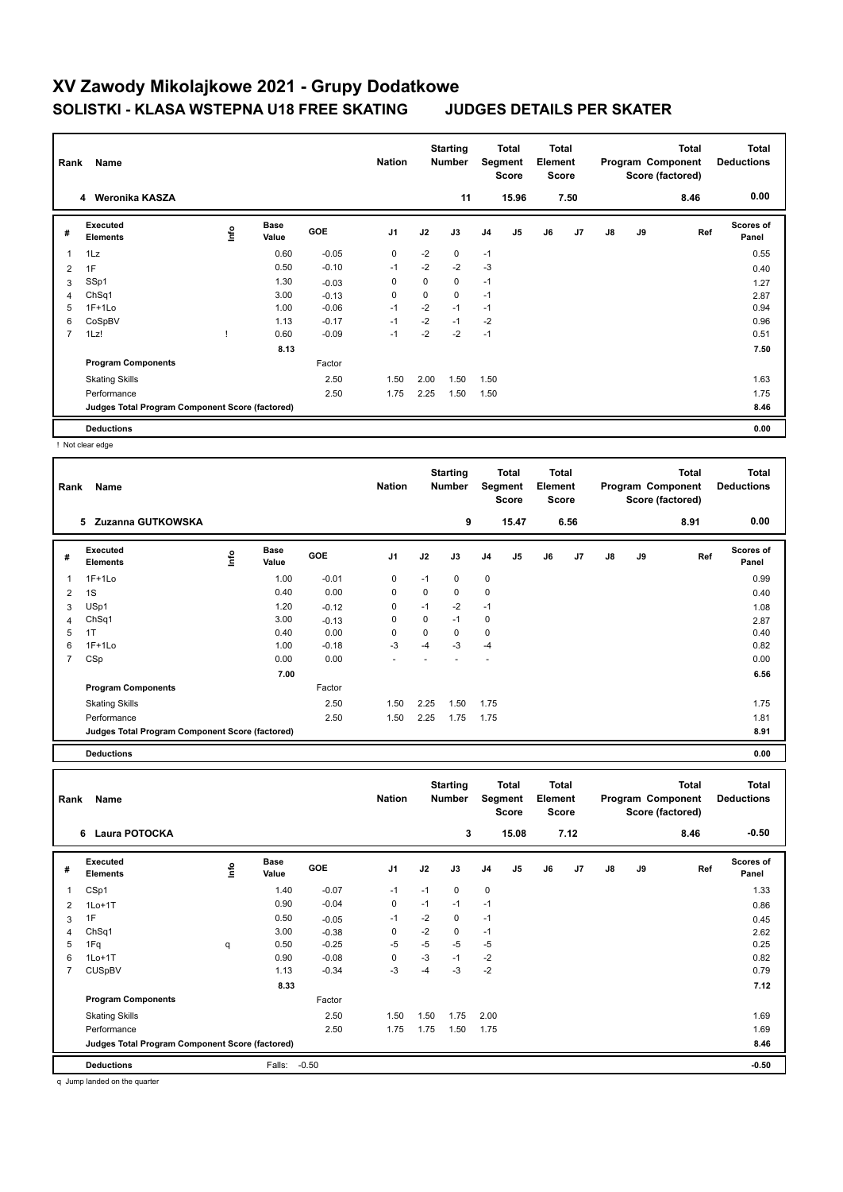# XV Zawody Mikolajkowe 2021 - Grupy Dodatkowe

## SOLISTKI - KLASA WSTEPNA U18 FREE SKATING JUDGES DETAILS PER SKATER

| Rank | Name | Nation | Starting Number | Total Segment Score | Total Element Score | Total Program Component Score (factored) | Total Deductions |
|---|---|---|---|---|---|---|---|
| 4 | Weronika KASZA | | 11 | 15.96 | 7.50 | 8.46 | 0.00 |

| # | Executed Elements | Info | Base Value | GOE | J1 | J2 | J3 | J4 | J5 | J6 | J7 | J8 | J9 | Ref | Scores of Panel |
|---|---|---|---|---|---|---|---|---|---|---|---|---|---|---|---|
| 1 | 1Lz | | 0.60 | -0.05 | 0 | -2 | 0 | -1 | | | | | | | 0.55 |
| 2 | 1F | | 0.50 | -0.10 | -1 | -2 | -2 | -3 | | | | | | | 0.40 |
| 3 | SSp1 | | 1.30 | -0.03 | 0 | 0 | 0 | -1 | | | | | | | 1.27 |
| 4 | ChSq1 | | 3.00 | -0.13 | 0 | 0 | 0 | -1 | | | | | | | 2.87 |
| 5 | 1F+1Lo | | 1.00 | -0.06 | -1 | -2 | -1 | -1 | | | | | | | 0.94 |
| 6 | CoSpBV | | 1.13 | -0.17 | -1 | -2 | -1 | -2 | | | | | | | 0.96 |
| 7 | 1Lz! | ! | 0.60 | -0.09 | -1 | -2 | -2 | -1 | | | | | | | 0.51 |
| | | | 8.13 | | | | | | | | | | | | 7.50 |
| | Program Components | | | Factor | | | | | | | | | | | |
| | Skating Skills | | | 2.50 | 1.50 | 2.00 | 1.50 | 1.50 | | | | | | | 1.63 |
| | Performance | | | 2.50 | 1.75 | 2.25 | 1.50 | 1.50 | | | | | | | 1.75 |
| | Judges Total Program Component Score (factored) | | | | | | | | | | | | | | 8.46 |
| | Deductions | | | | | | | | | | | | | | 0.00 |

! Not clear edge

| Rank | Name | Nation | Starting Number | Total Segment Score | Total Element Score | Total Program Component Score (factored) | Total Deductions |
|---|---|---|---|---|---|---|---|
| 5 | Zuzanna GUTKOWSKA | | 9 | 15.47 | 6.56 | 8.91 | 0.00 |

| # | Executed Elements | Info | Base Value | GOE | J1 | J2 | J3 | J4 | J5 | J6 | J7 | J8 | J9 | Ref | Scores of Panel |
|---|---|---|---|---|---|---|---|---|---|---|---|---|---|---|---|
| 1 | 1F+1Lo | | 1.00 | -0.01 | 0 | -1 | 0 | 0 | | | | | | | 0.99 |
| 2 | 1S | | 0.40 | 0.00 | 0 | 0 | 0 | 0 | | | | | | | 0.40 |
| 3 | USp1 | | 1.20 | -0.12 | 0 | -1 | -2 | -1 | | | | | | | 1.08 |
| 4 | ChSq1 | | 3.00 | -0.13 | 0 | 0 | -1 | 0 | | | | | | | 2.87 |
| 5 | 1T | | 0.40 | 0.00 | 0 | 0 | 0 | 0 | | | | | | | 0.40 |
| 6 | 1F+1Lo | | 1.00 | -0.18 | -3 | -4 | -3 | -4 | | | | | | | 0.82 |
| 7 | CSp | | 0.00 | 0.00 | - | - | - | - | | | | | | | 0.00 |
| | | | 7.00 | | | | | | | | | | | | 6.56 |
| | Program Components | | | Factor | | | | | | | | | | | |
| | Skating Skills | | | 2.50 | 1.50 | 2.25 | 1.50 | 1.75 | | | | | | | 1.75 |
| | Performance | | | 2.50 | 1.50 | 2.25 | 1.75 | 1.75 | | | | | | | 1.81 |
| | Judges Total Program Component Score (factored) | | | | | | | | | | | | | | 8.91 |
| | Deductions | | | | | | | | | | | | | | 0.00 |

| Rank | Name | Nation | Starting Number | Total Segment Score | Total Element Score | Total Program Component Score (factored) | Total Deductions |
|---|---|---|---|---|---|---|---|
| 6 | Laura POTOCKA | | 3 | 15.08 | 7.12 | 8.46 | -0.50 |

| # | Executed Elements | Info | Base Value | GOE | J1 | J2 | J3 | J4 | J5 | J6 | J7 | J8 | J9 | Ref | Scores of Panel |
|---|---|---|---|---|---|---|---|---|---|---|---|---|---|---|---|
| 1 | CSp1 | | 1.40 | -0.07 | -1 | -1 | 0 | 0 | | | | | | | 1.33 |
| 2 | 1Lo+1T | | 0.90 | -0.04 | 0 | -1 | -1 | -1 | | | | | | | 0.86 |
| 3 | 1F | | 0.50 | -0.05 | -1 | -2 | 0 | -1 | | | | | | | 0.45 |
| 4 | ChSq1 | | 3.00 | -0.38 | 0 | -2 | 0 | -1 | | | | | | | 2.62 |
| 5 | 1Fq | q | 0.50 | -0.25 | -5 | -5 | -5 | -5 | | | | | | | 0.25 |
| 6 | 1Lo+1T | | 0.90 | -0.08 | 0 | -3 | -1 | -2 | | | | | | | 0.82 |
| 7 | CUSpBV | | 1.13 | -0.34 | -3 | -4 | -3 | -2 | | | | | | | 0.79 |
| | | | 8.33 | | | | | | | | | | | | 7.12 |
| | Program Components | | | Factor | | | | | | | | | | | |
| | Skating Skills | | | 2.50 | 1.50 | 1.50 | 1.75 | 2.00 | | | | | | | 1.69 |
| | Performance | | | 2.50 | 1.75 | 1.75 | 1.50 | 1.75 | | | | | | | 1.69 |
| | Judges Total Program Component Score (factored) | | | | | | | | | | | | | | 8.46 |
| | Deductions | | Falls: | -0.50 | | | | | | | | | | | -0.50 |

q Jump landed on the quarter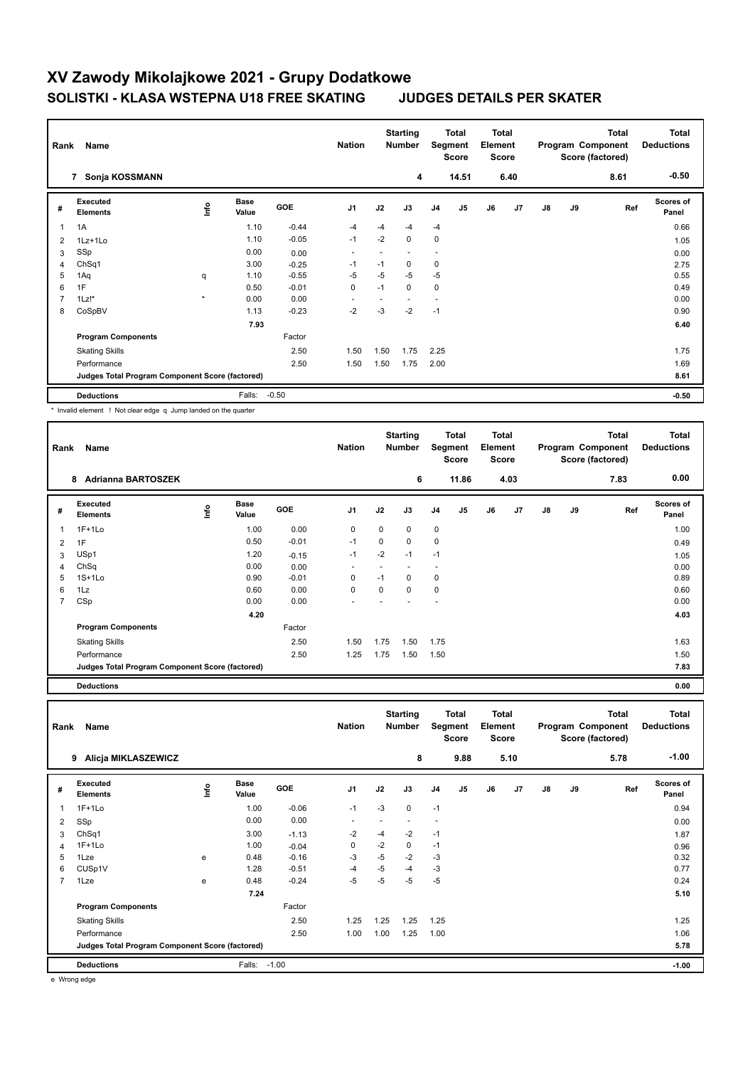# XV Zawody Mikolajkowe 2021 - Grupy Dodatkowe

## SOLISTKI - KLASA WSTEPNA U18 FREE SKATING JUDGES DETAILS PER SKATER

| Rank | Name | Nation | Starting Number | Total Segment Score | Total Element Score | Total Program Component Score (factored) | Total Deductions |
|---|---|---|---|---|---|---|---|
| 7 | Sonja KOSSMANN | | 4 | 14.51 | 6.40 | 8.61 | -0.50 |

| # | Executed Elements | Info | Base Value | GOE | J1 | J2 | J3 | J4 | J5 | J6 | J7 | J8 | J9 | Ref | Scores of Panel |
|---|---|---|---|---|---|---|---|---|---|---|---|---|---|---|---|
| 1 | 1A | | 1.10 | -0.44 | -4 | -4 | -4 | -4 | | | | | | | 0.66 |
| 2 | 1Lz+1Lo | | 1.10 | -0.05 | -1 | -2 | 0 | 0 | | | | | | | 1.05 |
| 3 | SSp | | 0.00 | 0.00 | - | - | - | - | | | | | | | 0.00 |
| 4 | ChSq1 | | 3.00 | -0.25 | -1 | -1 | 0 | 0 | | | | | | | 2.75 |
| 5 | 1Aq | q | 1.10 | -0.55 | -5 | -5 | -5 | -5 | | | | | | | 0.55 |
| 6 | 1F | | 0.50 | -0.01 | 0 | -1 | 0 | 0 | | | | | | | 0.49 |
| 7 | 1Lz!* | * | 0.00 | 0.00 | - | - | - | - | | | | | | | 0.00 |
| 8 | CoSpBV | | 1.13 | -0.23 | -2 | -3 | -2 | -1 | | | | | | | 0.90 |
| | | | 7.93 | | | | | | | | | | | | 6.40 |
| | **Program Components** | | | Factor | | | | | | | | | | | |
| | Skating Skills | | | 2.50 | 1.50 | 1.50 | 1.75 | 2.25 | | | | | | | 1.75 |
| | Performance | | | 2.50 | 1.50 | 1.50 | 1.75 | 2.00 | | | | | | | 1.69 |
| | **Judges Total Program Component Score (factored)** | | | | | | | | | | | | | | 8.61 |
| | **Deductions** | | Falls: | -0.50 | | | | | | | | | | | -0.50 |

\* Invalid element ! Not clear edge q Jump landed on the quarter

| Rank | Name | Nation | Starting Number | Total Segment Score | Total Element Score | Total Program Component Score (factored) | Total Deductions |
|---|---|---|---|---|---|---|---|
| 8 | Adrianna BARTOSZEK | | 6 | 11.86 | 4.03 | 7.83 | 0.00 |

| # | Executed Elements | Info | Base Value | GOE | J1 | J2 | J3 | J4 | J5 | J6 | J7 | J8 | J9 | Ref | Scores of Panel |
|---|---|---|---|---|---|---|---|---|---|---|---|---|---|---|---|
| 1 | 1F+1Lo | | 1.00 | 0.00 | 0 | 0 | 0 | 0 | | | | | | | 1.00 |
| 2 | 1F | | 0.50 | -0.01 | -1 | 0 | 0 | 0 | | | | | | | 0.49 |
| 3 | USp1 | | 1.20 | -0.15 | -1 | -2 | -1 | -1 | | | | | | | 1.05 |
| 4 | ChSq | | 0.00 | 0.00 | - | - | - | - | | | | | | | 0.00 |
| 5 | 1S+1Lo | | 0.90 | -0.01 | 0 | -1 | 0 | 0 | | | | | | | 0.89 |
| 6 | 1Lz | | 0.60 | 0.00 | 0 | 0 | 0 | 0 | | | | | | | 0.60 |
| 7 | CSp | | 0.00 | 0.00 | - | - | - | - | | | | | | | 0.00 |
| | | | 4.20 | | | | | | | | | | | | 4.03 |
| | **Program Components** | | | Factor | | | | | | | | | | | |
| | Skating Skills | | | 2.50 | 1.50 | 1.75 | 1.50 | 1.75 | | | | | | | 1.63 |
| | Performance | | | 2.50 | 1.25 | 1.75 | 1.50 | 1.50 | | | | | | | 1.50 |
| | **Judges Total Program Component Score (factored)** | | | | | | | | | | | | | | 7.83 |
| | **Deductions** | | | | | | | | | | | | | | 0.00 |

| Rank | Name | Nation | Starting Number | Total Segment Score | Total Element Score | Total Program Component Score (factored) | Total Deductions |
|---|---|---|---|---|---|---|---|
| 9 | Alicja MIKLASZEWICZ | | 8 | 9.88 | 5.10 | 5.78 | -1.00 |

| # | Executed Elements | Info | Base Value | GOE | J1 | J2 | J3 | J4 | J5 | J6 | J7 | J8 | J9 | Ref | Scores of Panel |
|---|---|---|---|---|---|---|---|---|---|---|---|---|---|---|---|
| 1 | 1F+1Lo | | 1.00 | -0.06 | -1 | -3 | 0 | -1 | | | | | | | 0.94 |
| 2 | SSp | | 0.00 | 0.00 | - | - | - | - | | | | | | | 0.00 |
| 3 | ChSq1 | | 3.00 | -1.13 | -2 | -4 | -2 | -1 | | | | | | | 1.87 |
| 4 | 1F+1Lo | | 1.00 | -0.04 | 0 | -2 | 0 | -1 | | | | | | | 0.96 |
| 5 | 1Lze | e | 0.48 | -0.16 | -3 | -5 | -2 | -3 | | | | | | | 0.32 |
| 6 | CUSp1V | | 1.28 | -0.51 | -4 | -5 | -4 | -3 | | | | | | | 0.77 |
| 7 | 1Lze | e | 0.48 | -0.24 | -5 | -5 | -5 | -5 | | | | | | | 0.24 |
| | | | 7.24 | | | | | | | | | | | | 5.10 |
| | **Program Components** | | | Factor | | | | | | | | | | | |
| | Skating Skills | | | 2.50 | 1.25 | 1.25 | 1.25 | 1.25 | | | | | | | 1.25 |
| | Performance | | | 2.50 | 1.00 | 1.00 | 1.25 | 1.00 | | | | | | | 1.06 |
| | **Judges Total Program Component Score (factored)** | | | | | | | | | | | | | | 5.78 |
| | **Deductions** | | Falls: | -1.00 | | | | | | | | | | | -1.00 |

e Wrong edge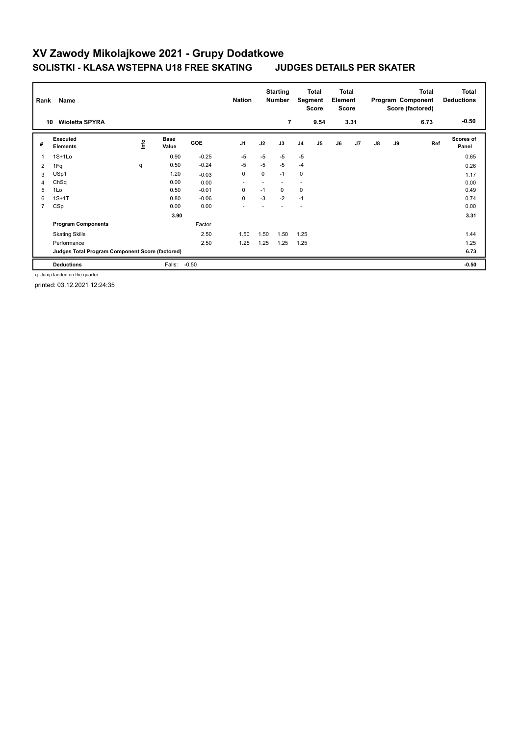# XV Zawody Mikolajkowe 2021 - Grupy Dodatkowe

## SOLISTKI - KLASA WSTEPNA U18 FREE SKATING JUDGES DETAILS PER SKATER

| Rank | Name | Nation | Starting Number | Total Segment Score | Total Element Score | Total Program Component Score (factored) | Total Deductions |
|---|---|---|---|---|---|---|---|
| 10 | Wioletta SPYRA | | 7 | 9.54 | 3.31 | 6.73 | -0.50 |

| # | Executed Elements | Info | Base Value | GOE | J1 | J2 | J3 | J4 | J5 | J6 | J7 | J8 | J9 | Ref | Scores of Panel |
|---|---|---|---|---|---|---|---|---|---|---|---|---|---|---|---|
| 1 | 1S+1Lo | | 0.90 | -0.25 | -5 | -5 | -5 | -5 | | | | | | | 0.65 |
| 2 | 1Fq | q | 0.50 | -0.24 | -5 | -5 | -5 | -4 | | | | | | | 0.26 |
| 3 | USp1 | | 1.20 | -0.03 | 0 | 0 | -1 | 0 | | | | | | | 1.17 |
| 4 | ChSq | | 0.00 | 0.00 | - | - | - | - | | | | | | | 0.00 |
| 5 | 1Lo | | 0.50 | -0.01 | 0 | -1 | 0 | 0 | | | | | | | 0.49 |
| 6 | 1S+1T | | 0.80 | -0.06 | 0 | -3 | -2 | -1 | | | | | | | 0.74 |
| 7 | CSp | | 0.00 | 0.00 | - | - | - | - | | | | | | | 0.00 |
| | | | 3.90 | | | | | | | | | | | | 3.31 |
| | Program Components | | | Factor | | | | | | | | | | | |
| | Skating Skills | | | 2.50 | 1.50 | 1.50 | 1.50 | 1.25 | | | | | | | 1.44 |
| | Performance | | | 2.50 | 1.25 | 1.25 | 1.25 | 1.25 | | | | | | | 1.25 |
| | Judges Total Program Component Score (factored) | | | | | | | | | | | | | | 6.73 |
| | Deductions | | Falls: | -0.50 | | | | | | | | | | | -0.50 |

q Jump landed on the quarter

printed: 03.12.2021 12:24:35